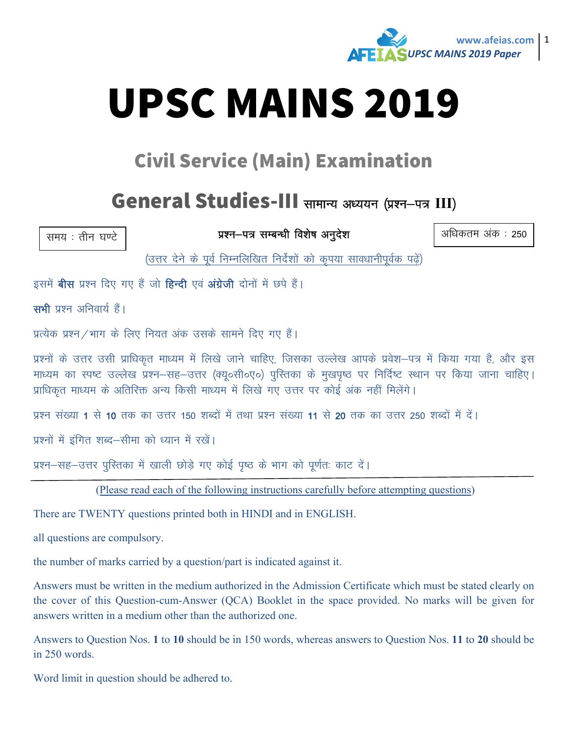# UPSC MAINS 2019

## Civil Service (Main) Examination

## General Studies-III सामान्य अध्ययन (प्रश्न–पत्र III)

समय : तीन घण्टे

**प्रश्न–पत्र सम्बन्धी विशेष अनुदेश**

अधिकतम अंक : 250

(उत्तर देने के पूर्व निम्नलिखित निर्देशों को कृपया सावधानीपूर्वक पढ़ें)

इसमें **बीस** प्रश्न दिए गए हैं जो **हिन्दी** एवं **अंग्रेजी** दोनों में छपे हैं।

**सभी** प्रश्न अनिवार्य हैं।

प्रत्येक प्रश्न/भाग के लिए नियत अंक उसके सामने दिए गए हैं।

प्रश्नों के उत्तर उसी प्राधिकृत माध्यम में लिखे जाने चाहिए, जिसका उल्लेख आपके प्रवेश–पत्र में किया गया है, और इस माध्यम का स्पष्ट उल्लेख प्रश्न–सह–उत्तर (क्यू०सी०ए०) पुस्तिका के मुखपृष्ठ पर निर्दिष्ट स्थान पर किया जाना चाहिए। प्राधिकृत माध्यम के अतिरिक्त अन्य किसी माध्यम में लिखे गए उत्तर पर कोई अंक नहीं मिलेंगे।

प्रश्न संख्या **1** से **10** तक का उत्तर 150 शब्दों में तथा प्रश्न संख्या **11** से **20** तक का उत्तर 250 शब्दों में दें।

प्रश्नों में इंगित शब्द–सीमा को ध्यान में रखें।

प्रश्न–सह–उत्तर पुस्तिका में खाली छोड़े गए कोई पृष्ठ के भाग को पूर्णतः काट दें।

---

(Please read each of the following instructions carefully before attempting questions)

There are TWENTY questions printed both in HINDI and in ENGLISH.

all questions are compulsory.

the number of marks carried by a question/part is indicated against it.

Answers must be written in the medium authorized in the Admission Certificate which must be stated clearly on the cover of this Question-cum-Answer (QCA) Booklet in the space provided. No marks will be given for answers written in a medium other than the authorized one.

Answers to Question Nos. **1** to **10** should be in 150 words, whereas answers to Question Nos. **11** to **20** should be in 250 words.

Word limit in question should be adhered to.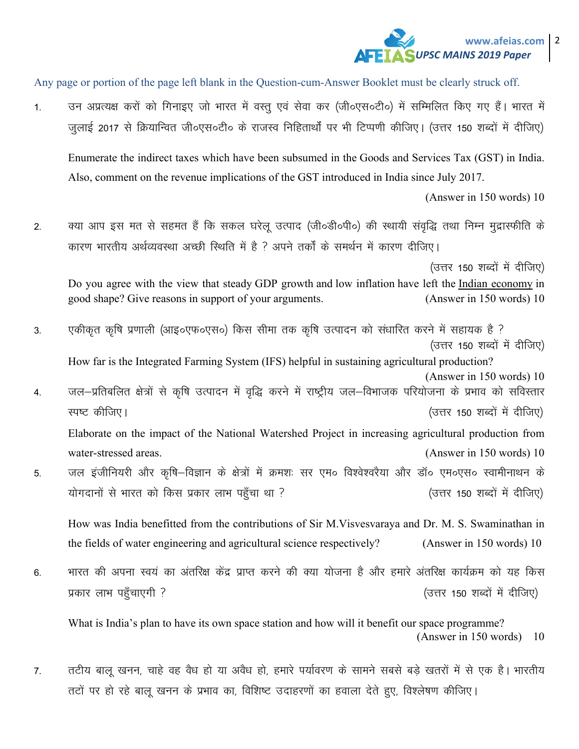Any page or portion of the page left blank in the Question-cum-Answer Booklet must be clearly struck off.

1. उन अप्रत्यक्ष करों को गिनाइए जो भारत में वस्तु एवं सेवा कर (जी०एस०टी०) में सम्मिलित किए गए हैं। भारत में जुलाई 2017 से क्रियान्वित जी०एस०टी० के राजस्व निहितार्थों पर भी टिप्पणी कीजिए। (उत्तर 150 शब्दों में दीजिए)

   Enumerate the indirect taxes which have been subsumed in the Goods and Services Tax (GST) in India. Also, comment on the revenue implications of the GST introduced in India since July 2017.

   (Answer in 150 words) 10

2. क्या आप इस मत से सहमत हैं कि सकल घरेलू उत्पाद (जी०डी०पी०) की स्थायी संवृद्धि तथा निम्न मुद्रास्फीति के कारण भारतीय अर्थव्यवस्था अच्छी स्थिति में है ? अपने तर्कों के समर्थन में कारण दीजिए।

   (उत्तर 150 शब्दों में दीजिए)

   Do you agree with the view that steady GDP growth and low inflation have left the Indian economy in good shape? Give reasons in support of your arguments. (Answer in 150 words) 10

3. एकीकृत कृषि प्रणाली (आइ०एफ०एस०) किस सीमा तक कृषि उत्पादन को संधारित करने में सहायक है ?

   (उत्तर 150 शब्दों में दीजिए)

   How far is the Integrated Farming System (IFS) helpful in sustaining agricultural production?

   (Answer in 150 words) 10

4. जल–प्रतिबलित क्षेत्रों से कृषि उत्पादन में वृद्धि करने में राष्ट्रीय जल–विभाजक परियोजना के प्रभाव को सविस्तार स्पष्ट कीजिए। (उत्तर 150 शब्दों में दीजिए)

   Elaborate on the impact of the National Watershed Project in increasing agricultural production from water-stressed areas. (Answer in 150 words) 10

5. जल इंजीनियरी और कृषि–विज्ञान के क्षेत्रों में क्रमशः सर एम० विश्वेश्वरैया और डॉ० एम०एस० स्वामीनाथन के योगदानों से भारत को किस प्रकार लाभ पहुँचा था ? (उत्तर 150 शब्दों में दीजिए)

   How was India benefitted from the contributions of Sir M.Visvesvaraya and Dr. M. S. Swaminathan in the fields of water engineering and agricultural science respectively? (Answer in 150 words) 10

6. भारत की अपना स्वयं का अंतरिक्ष केंद्र प्राप्त करने की क्या योजना है और हमारे अंतरिक्ष कार्यक्रम को यह किस प्रकार लाभ पहुँचाएगी ? (उत्तर 150 शब्दों में दीजिए)

   What is India's plan to have its own space station and how will it benefit our space programme?

   (Answer in 150 words) 10

7. तटीय बालू खनन, चाहे वह वैध हो या अवैध हो, हमारे पर्यावरण के सामने सबसे बड़े खतरों में से एक है। भारतीय तटों पर हो रहे बालू खनन के प्रभाव का, विशिष्ट उदाहरणों का हवाला देते हुए, विश्लेषण कीजिए।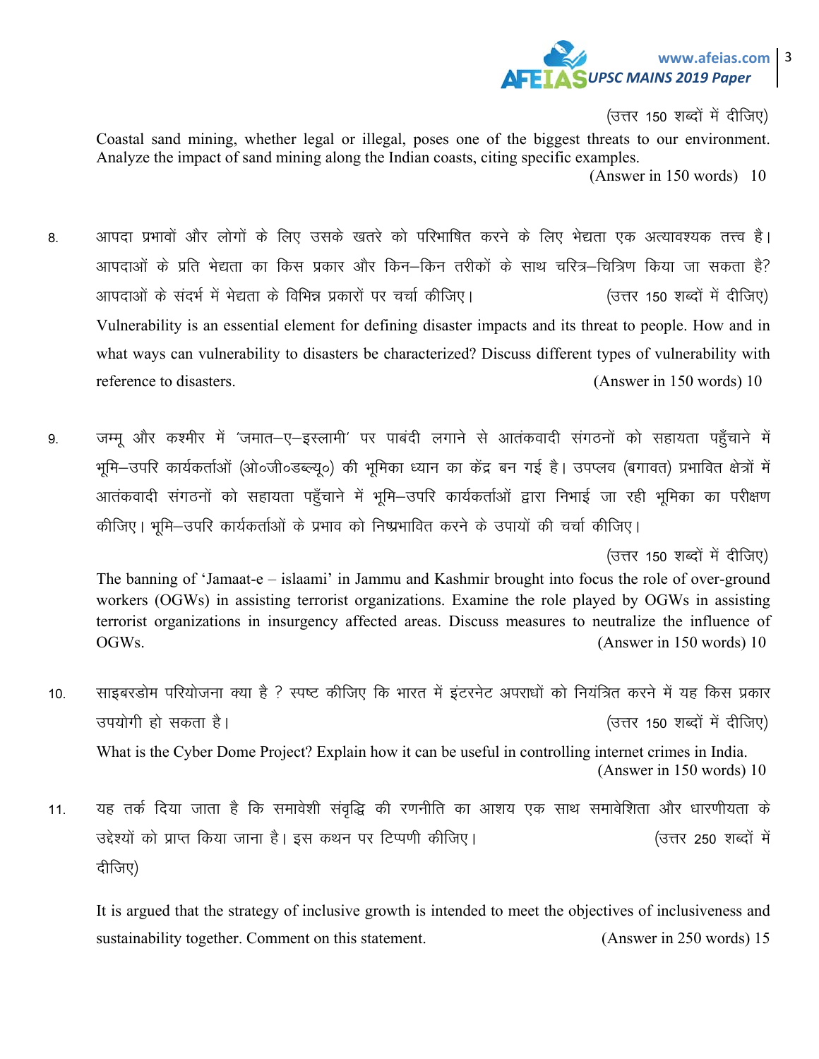(उत्तर 150 शब्दों में दीजिए)

Coastal sand mining, whether legal or illegal, poses one of the biggest threats to our environment. Analyze the impact of sand mining along the Indian coasts, citing specific examples.

(Answer in 150 words) 10

8. आपदा प्रभावों और लोगों के लिए उसके खतरे को परिभाषित करने के लिए भेद्यता एक अत्यावश्यक तत्त्व है। आपदाओं के प्रति भेद्यता का किस प्रकार और किन–किन तरीकों के साथ चरित्र–चित्रिण किया जा सकता है? आपदाओं के संदर्भ में भेद्यता के विभिन्न प्रकारों पर चर्चा कीजिए। (उत्तर 150 शब्दों में दीजिए)

Vulnerability is an essential element for defining disaster impacts and its threat to people. How and in what ways can vulnerability to disasters be characterized? Discuss different types of vulnerability with reference to disasters. (Answer in 150 words) 10

9. जम्मू और कश्मीर में 'जमात–ए–इस्लामी' पर पाबंदी लगाने से आतंकवादी संगठनों को सहायता पहुँचाने में भूमि–उपरि कार्यकर्ताओं (ओ०जी०डब्ल्यू०) की भूमिका ध्यान का केंद्र बन गई है। उपप्लव (बगावत) प्रभावित क्षेत्रों में आतंकवादी संगठनों को सहायता पहुँचाने में भूमि–उपरि कार्यकर्ताओं द्वारा निभाई जा रही भूमिका का परीक्षण कीजिए। भूमि–उपरि कार्यकर्ताओं के प्रभाव को निष्प्रभावित करने के उपायों की चर्चा कीजिए।

(उत्तर 150 शब्दों में दीजिए)

The banning of 'Jamaat-e – islaami' in Jammu and Kashmir brought into focus the role of over-ground workers (OGWs) in assisting terrorist organizations. Examine the role played by OGWs in assisting terrorist organizations in insurgency affected areas. Discuss measures to neutralize the influence of OGWs. (Answer in 150 words) 10

10. साइबरडोम परियोजना क्या है ? स्पष्ट कीजिए कि भारत में इंटरनेट अपराधों को नियंत्रित करने में यह किस प्रकार उपयोगी हो सकता है। (उत्तर 150 शब्दों में दीजिए)

What is the Cyber Dome Project? Explain how it can be useful in controlling internet crimes in India.

(Answer in 150 words) 10

11. यह तर्क दिया जाता है कि समावेशी संवृद्धि की रणनीति का आशय एक साथ समावेशिता और धारणीयता के उद्देश्यों को प्राप्त किया जाना है। इस कथन पर टिप्पणी कीजिए। (उत्तर 250 शब्दों में दीजिए)

It is argued that the strategy of inclusive growth is intended to meet the objectives of inclusiveness and sustainability together. Comment on this statement. (Answer in 250 words) 15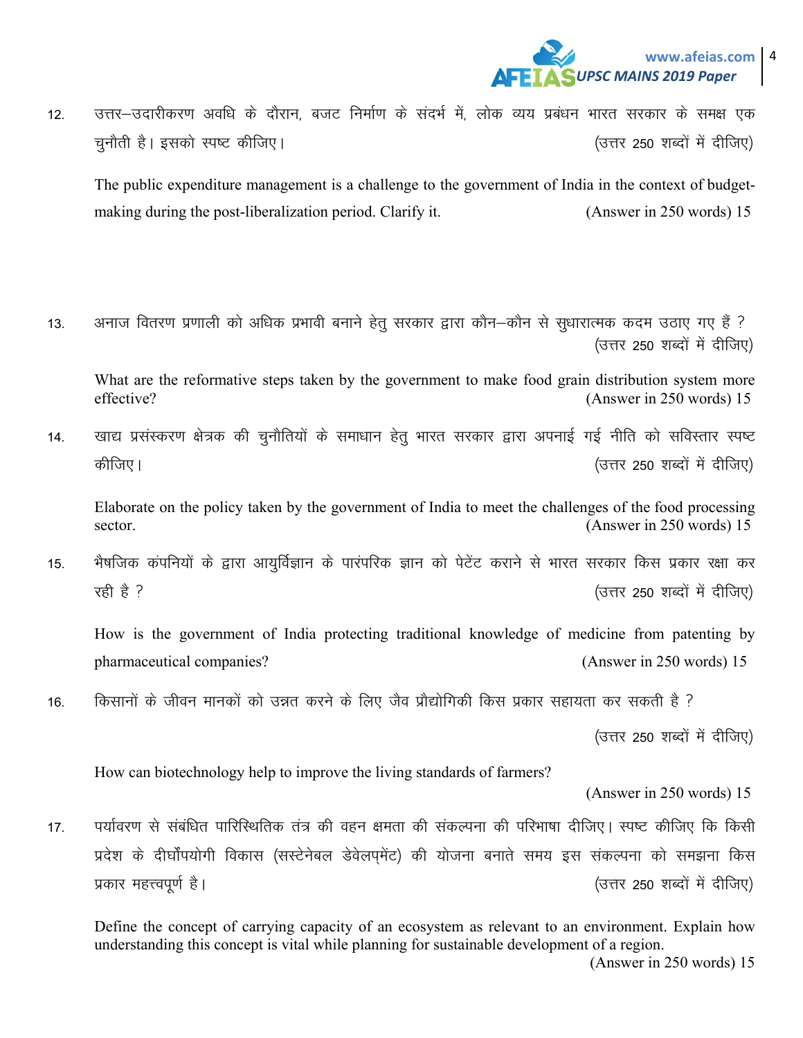12. उत्तर–उदारीकरण अवधि के दौरान, बजट निर्माण के संदर्भ में, लोक व्यय प्रबंधन भारत सरकार के समक्ष एक चुनौती है। इसको स्पष्ट कीजिए। (उत्तर 250 शब्दों में दीजिए)

    The public expenditure management is a challenge to the government of India in the context of budget-making during the post-liberalization period. Clarify it. (Answer in 250 words) 15

13. अनाज वितरण प्रणाली को अधिक प्रभावी बनाने हेतु सरकार द्वारा कौन–कौन से सुधारात्मक कदम उठाए गए हैं ? (उत्तर 250 शब्दों में दीजिए)

    What are the reformative steps taken by the government to make food grain distribution system more effective? (Answer in 250 words) 15

14. खाद्य प्रसंस्करण क्षेत्रक की चुनौतियों के समाधान हेतु भारत सरकार द्वारा अपनाई गई नीति को सविस्तार स्पष्ट कीजिए। (उत्तर 250 शब्दों में दीजिए)

    Elaborate on the policy taken by the government of India to meet the challenges of the food processing sector. (Answer in 250 words) 15

15. भैषजिक कंपनियों के द्वारा आयुर्विज्ञान के पारंपरिक ज्ञान को पेटेंट कराने से भारत सरकार किस प्रकार रक्षा कर रही है ? (उत्तर 250 शब्दों में दीजिए)

    How is the government of India protecting traditional knowledge of medicine from patenting by pharmaceutical companies? (Answer in 250 words) 15

16. किसानों के जीवन मानकों को उन्नत करने के लिए जैव प्रौद्योगिकी किस प्रकार सहायता कर सकती है ? (उत्तर 250 शब्दों में दीजिए)

    How can biotechnology help to improve the living standards of farmers? (Answer in 250 words) 15

17. पर्यावरण से संबंधित पारिस्थितिक तंत्र की वहन क्षमता की संकल्पना की परिभाषा दीजिए। स्पष्ट कीजिए कि किसी प्रदेश के दीर्घोपयोगी विकास (सस्टेनेबल डेवेलपमेंट) की योजना बनाते समय इस संकल्पना को समझना किस प्रकार महत्त्वपूर्ण है। (उत्तर 250 शब्दों में दीजिए)

    Define the concept of carrying capacity of an ecosystem as relevant to an environment. Explain how understanding this concept is vital while planning for sustainable development of a region. (Answer in 250 words) 15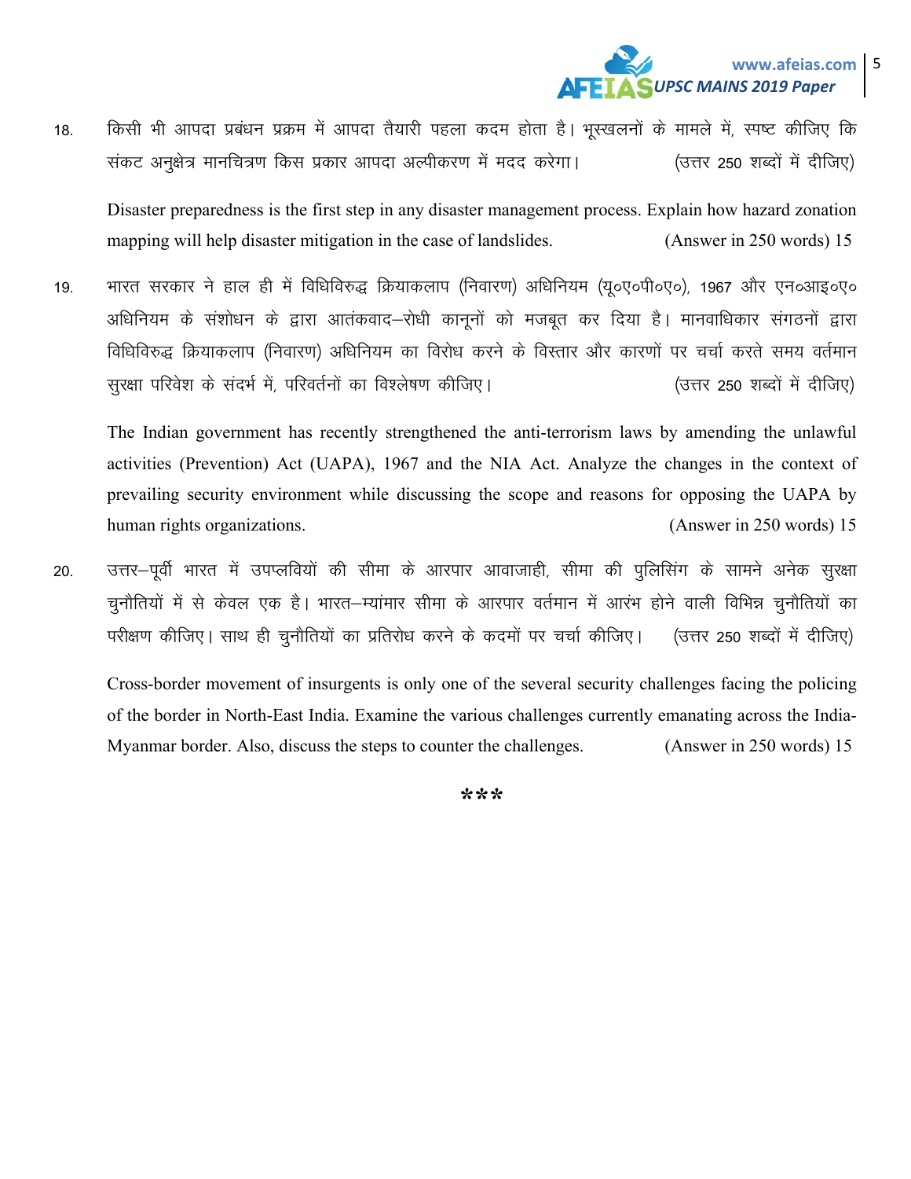18. किसी भी आपदा प्रबंधन प्रक्रम में आपदा तैयारी पहला कदम होता है। भूस्खलनों के मामले में, स्पष्ट कीजिए कि संकट अनुक्षेत्र मानचित्रण किस प्रकार आपदा अल्पीकरण में मदद करेगा। (उत्तर 250 शब्दों में दीजिए)

    Disaster preparedness is the first step in any disaster management process. Explain how hazard zonation mapping will help disaster mitigation in the case of landslides. (Answer in 250 words) 15

19. भारत सरकार ने हाल ही में विधिविरुद्ध क्रियाकलाप (निवारण) अधिनियम (यू०ए०पी०ए०), 1967 और एन०आइ०ए० अधिनियम के संशोधन के द्वारा आतंकवाद–रोधी कानूनों को मजबूत कर दिया है। मानवाधिकार संगठनों द्वारा विधिविरुद्ध क्रियाकलाप (निवारण) अधिनियम का विरोध करने के विस्तार और कारणों पर चर्चा करते समय वर्तमान सुरक्षा परिवेश के संदर्भ में, परिवर्तनों का विश्लेषण कीजिए। (उत्तर 250 शब्दों में दीजिए)

    The Indian government has recently strengthened the anti-terrorism laws by amending the unlawful activities (Prevention) Act (UAPA), 1967 and the NIA Act. Analyze the changes in the context of prevailing security environment while discussing the scope and reasons for opposing the UAPA by human rights organizations. (Answer in 250 words) 15

20. उत्तर–पूर्वी भारत में उपप्लवियों की सीमा के आरपार आवाजाही, सीमा की पुलिसिंग के सामने अनेक सुरक्षा चुनौतियों में से केवल एक है। भारत–म्यांमार सीमा के आरपार वर्तमान में आरंभ होने वाली विभिन्न चुनौतियों का परीक्षण कीजिए। साथ ही चुनौतियों का प्रतिरोध करने के कदमों पर चर्चा कीजिए। (उत्तर 250 शब्दों में दीजिए)

    Cross-border movement of insurgents is only one of the several security challenges facing the policing of the border in North-East India. Examine the various challenges currently emanating across the India-Myanmar border. Also, discuss the steps to counter the challenges. (Answer in 250 words) 15

***